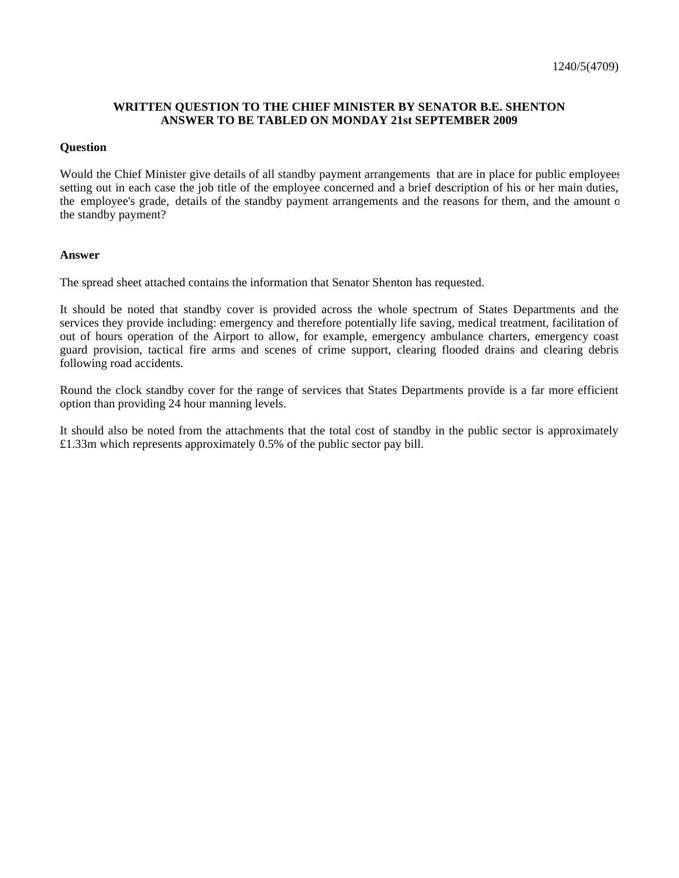1240/5(4709)

**WRITTEN QUESTION TO THE CHIEF MINISTER BY SENATOR B.E. SHENTON**
**ANSWER TO BE TABLED ON MONDAY 21st SEPTEMBER 2009**

**Question**

Would the Chief Minister give details of all standby payment arrangements that are in place for public employees setting out in each case the job title of the employee concerned and a brief description of his or her main duties, the employee's grade, details of the standby payment arrangements and the reasons for them, and the amount of the standby payment?

**Answer**

The spread sheet attached contains the information that Senator Shenton has requested.

It should be noted that standby cover is provided across the whole spectrum of States Departments and the services they provide including: emergency and therefore potentially life saving, medical treatment, facilitation of out of hours operation of the Airport to allow, for example, emergency ambulance charters, emergency coast guard provision, tactical fire arms and scenes of crime support, clearing flooded drains and clearing debris following road accidents.

Round the clock standby cover for the range of services that States Departments provide is a far more efficient option than providing 24 hour manning levels.

It should also be noted from the attachments that the total cost of standby in the public sector is approximately £1.33m which represents approximately 0.5% of the public sector pay bill.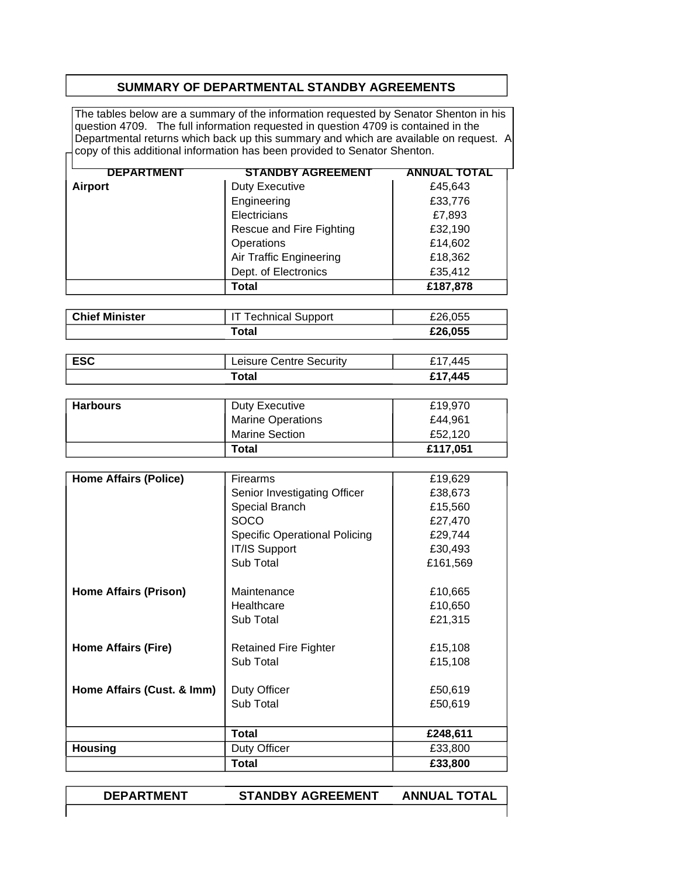## SUMMARY OF DEPARTMENTAL STANDBY AGREEMENTS

The tables below are a summary of the information requested by Senator Shenton in his question 4709. The full information requested in question 4709 is contained in the Departmental returns which back up this summary and which are available on request. A copy of this additional information has been provided to Senator Shenton.

| DEPARTMENT | STANDBY AGREEMENT | ANNUAL TOTAL |
|---|---|---|
| **Airport** | Duty Executive | £45,643 |
| | Engineering | £33,776 |
| | Electricians | £7,893 |
| | Rescue and Fire Fighting | £32,190 |
| | Operations | £14,602 |
| | Air Traffic Engineering | £18,362 |
| | Dept. of Electronics | £35,412 |
| | **Total** | **£187,878** |
| **Chief Minister** | IT Technical Support | £26,055 |
| | **Total** | **£26,055** |
| **ESC** | Leisure Centre Security | £17,445 |
| | **Total** | **£17,445** |
| **Harbours** | Duty Executive | £19,970 |
| | Marine Operations | £44,961 |
| | Marine Section | £52,120 |
| | **Total** | **£117,051** |
| **Home Affairs (Police)** | Firearms | £19,629 |
| | Senior Investigating Officer | £38,673 |
| | Special Branch | £15,560 |
| | SOCO | £27,470 |
| | Specific Operational Policing | £29,744 |
| | IT/IS Support | £30,493 |
| | Sub Total | £161,569 |
| **Home Affairs (Prison)** | Maintenance | £10,665 |
| | Healthcare | £10,650 |
| | Sub Total | £21,315 |
| **Home Affairs (Fire)** | Retained Fire Fighter | £15,108 |
| | Sub Total | £15,108 |
| **Home Affairs (Cust. & Imm)** | Duty Officer | £50,619 |
| | Sub Total | £50,619 |
| | **Total** | **£248,611** |
| **Housing** | Duty Officer | £33,800 |
| | **Total** | **£33,800** |

| DEPARTMENT | STANDBY AGREEMENT | ANNUAL TOTAL |
|---|---|---|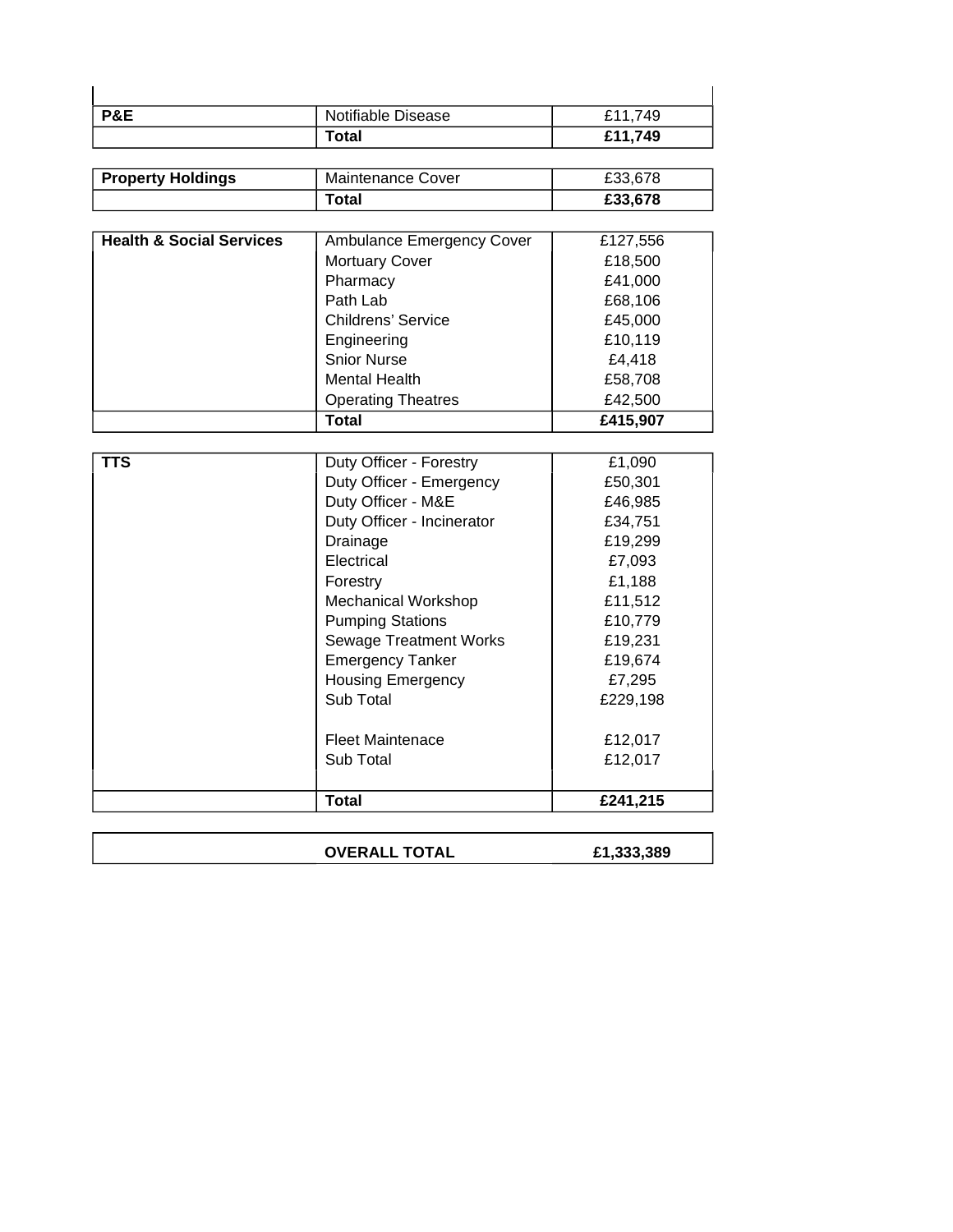| | | |
|---|---|---|
| **P&E** | Notifiable Disease | £11,749 |
| | **Total** | **£11,749** |

| | | |
|---|---|---|
| **Property Holdings** | Maintenance Cover | £33,678 |
| | **Total** | **£33,678** |

| | | |
|---|---|---|
| **Health & Social Services** | Ambulance Emergency Cover | £127,556 |
| | Mortuary Cover | £18,500 |
| | Pharmacy | £41,000 |
| | Path Lab | £68,106 |
| | Childrens' Service | £45,000 |
| | Engineering | £10,119 |
| | Snior Nurse | £4,418 |
| | Mental Health | £58,708 |
| | Operating Theatres | £42,500 |
| | **Total** | **£415,907** |

| | | |
|---|---|---|
| **TTS** | Duty Officer - Forestry | £1,090 |
| | Duty Officer - Emergency | £50,301 |
| | Duty Officer - M&E | £46,985 |
| | Duty Officer - Incinerator | £34,751 |
| | Drainage | £19,299 |
| | Electrical | £7,093 |
| | Forestry | £1,188 |
| | Mechanical Workshop | £11,512 |
| | Pumping Stations | £10,779 |
| | Sewage Treatment Works | £19,231 |
| | Emergency Tanker | £19,674 |
| | Housing Emergency | £7,295 |
| | Sub Total | £229,198 |
| | | |
| | Fleet Maintenace | £12,017 |
| | Sub Total | £12,017 |
| | | |
| | **Total** | **£241,215** |

| | | |
|---|---|---|
| | **OVERALL TOTAL** | **£1,333,389** |